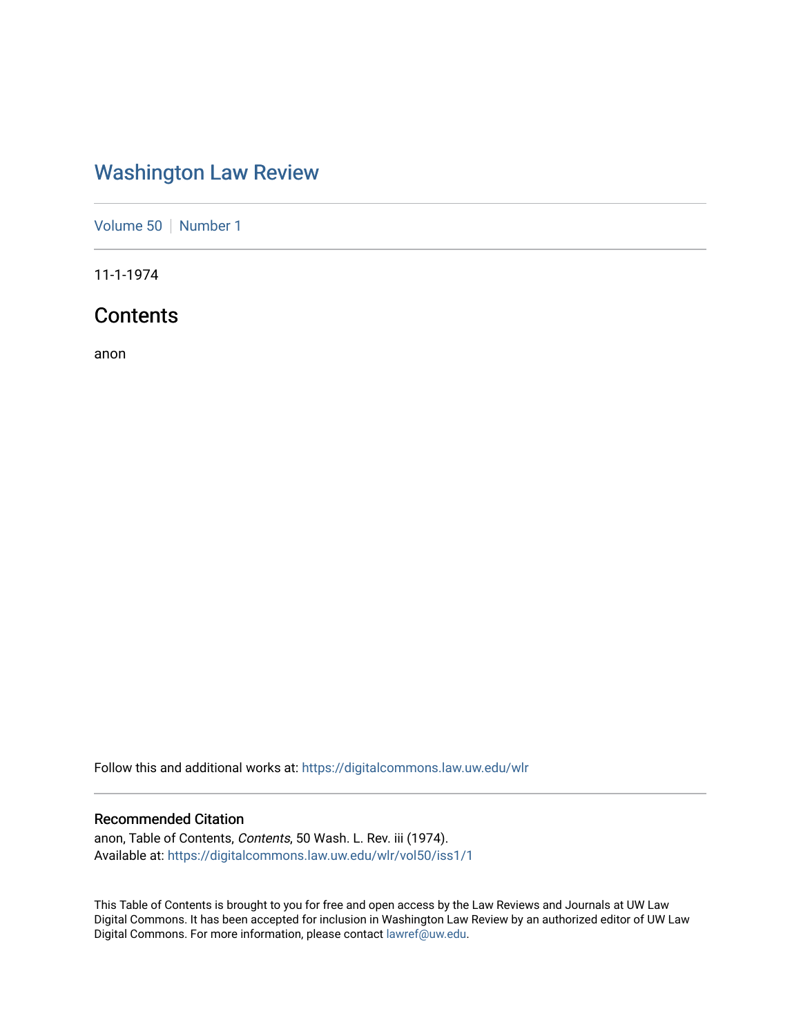# Washington Law Review

Volume 50 | Number 1

11-1-1974

## Contents

anon

Follow this and additional works at: https://digitalcommons.law.uw.edu/wlr

### Recommended Citation

anon, Table of Contents, *Contents*, 50 Wash. L. Rev. iii (1974).
Available at: https://digitalcommons.law.uw.edu/wlr/vol50/iss1/1

This Table of Contents is brought to you for free and open access by the Law Reviews and Journals at UW Law Digital Commons. It has been accepted for inclusion in Washington Law Review by an authorized editor of UW Law Digital Commons. For more information, please contact lawref@uw.edu.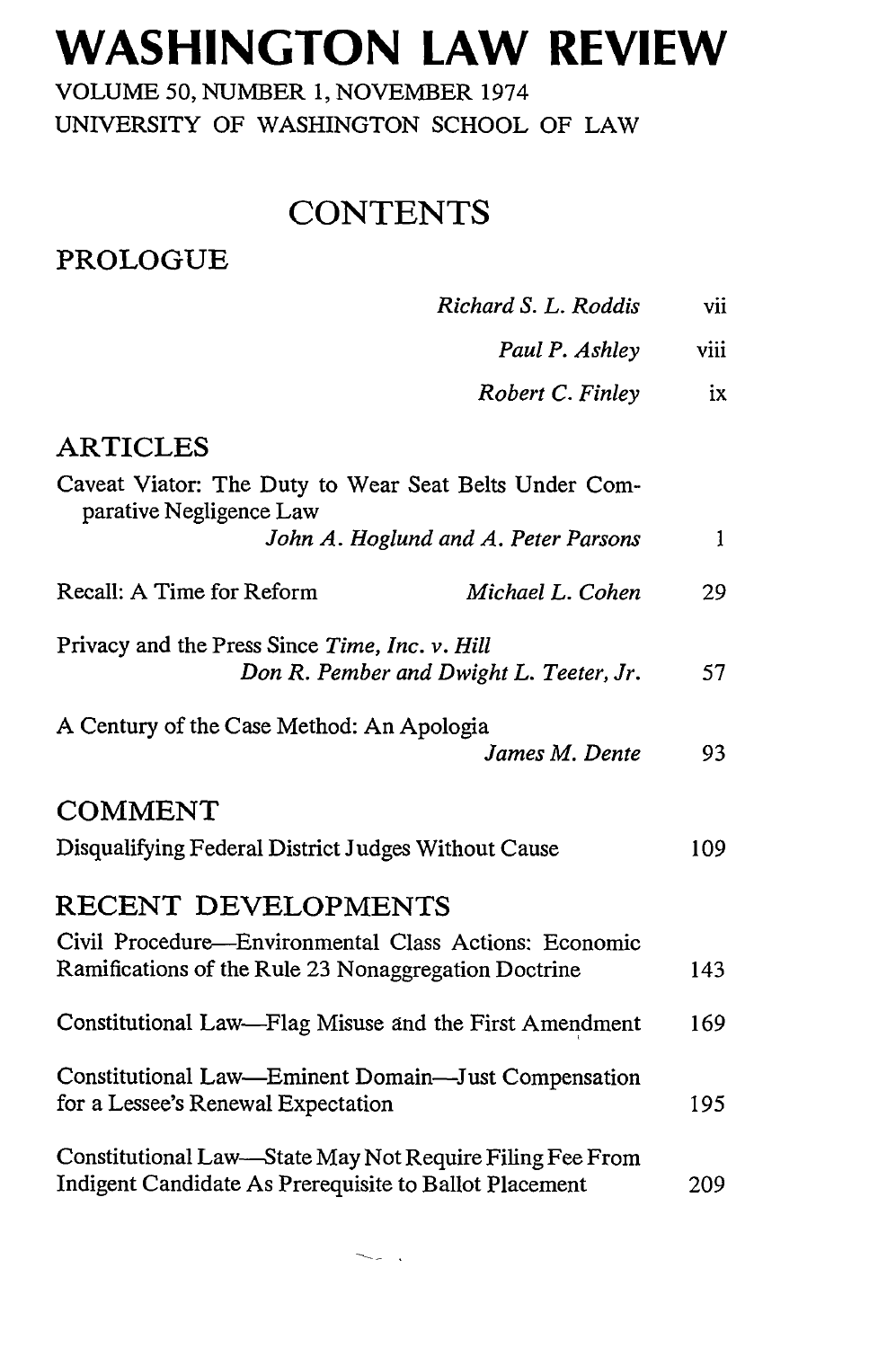# WASHINGTON LAW REVIEW

VOLUME 50, NUMBER 1, NOVEMBER 1974
UNIVERSITY OF WASHINGTON SCHOOL OF LAW

## CONTENTS

### PROLOGUE

| | |
|---|---|
| *Richard S. L. Roddis* | vii |
| *Paul P. Ashley* | viii |
| *Robert C. Finley* | ix |

### ARTICLES

Caveat Viator: The Duty to Wear Seat Belts Under Comparative Negligence Law
*John A. Hoglund and A. Peter Parsons* 1

Recall: A Time for Reform — *Michael L. Cohen* 29

Privacy and the Press Since *Time, Inc. v. Hill*
*Don R. Pember and Dwight L. Teeter, Jr.* 57

A Century of the Case Method: An Apologia
*James M. Dente* 93

### COMMENT

Disqualifying Federal District Judges Without Cause 109

### RECENT DEVELOPMENTS

Civil Procedure—Environmental Class Actions: Economic Ramifications of the Rule 23 Nonaggregation Doctrine 143

Constitutional Law—Flag Misuse and the First Amendment 169

Constitutional Law—Eminent Domain—Just Compensation for a Lessee's Renewal Expectation 195

Constitutional Law—State May Not Require Filing Fee From Indigent Candidate As Prerequisite to Ballot Placement 209